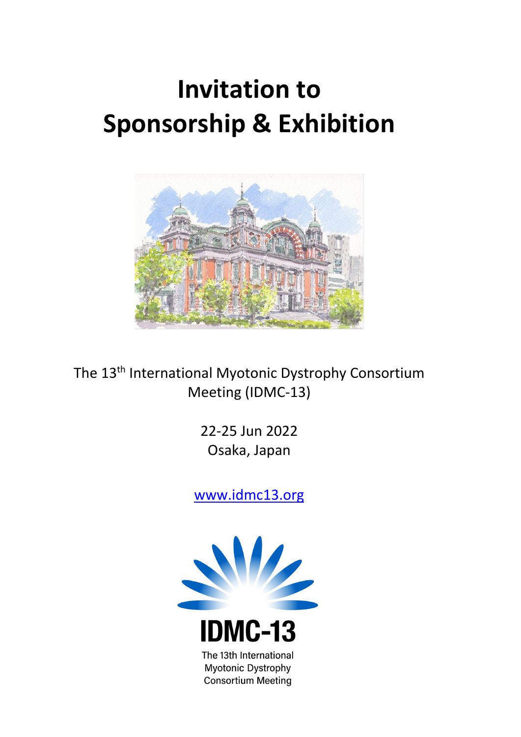# Invitation to Sponsorship & Exhibition

The 13th International Myotonic Dystrophy Consortium Meeting (IDMC-13)

22-25 Jun 2022
Osaka, Japan

www.idmc13.org

IDMC-13

The 13th International Myotonic Dystrophy Consortium Meeting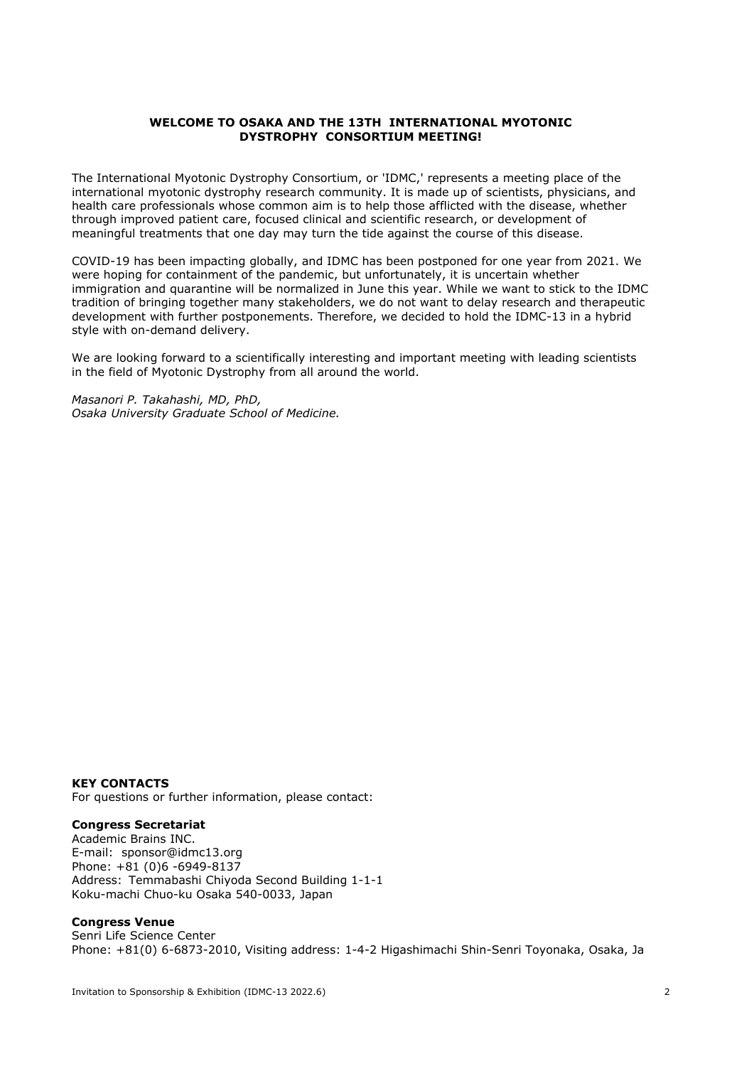# WELCOME TO OSAKA AND THE 13TH INTERNATIONAL MYOTONIC DYSTROPHY CONSORTIUM MEETING!

The International Myotonic Dystrophy Consortium, or 'IDMC,' represents a meeting place of the international myotonic dystrophy research community. It is made up of scientists, physicians, and health care professionals whose common aim is to help those afflicted with the disease, whether through improved patient care, focused clinical and scientific research, or development of meaningful treatments that one day may turn the tide against the course of this disease.

COVID-19 has been impacting globally, and IDMC has been postponed for one year from 2021. We were hoping for containment of the pandemic, but unfortunately, it is uncertain whether immigration and quarantine will be normalized in June this year. While we want to stick to the IDMC tradition of bringing together many stakeholders, we do not want to delay research and therapeutic development with further postponements. Therefore, we decided to hold the IDMC-13 in a hybrid style with on-demand delivery.

We are looking forward to a scientifically interesting and important meeting with leading scientists in the field of Myotonic Dystrophy from all around the world.

*Masanori P. Takahashi, MD, PhD,*
*Osaka University Graduate School of Medicine.*

**KEY CONTACTS**
For questions or further information, please contact:

**Congress Secretariat**
Academic Brains INC.
E-mail: sponsor@idmc13.org
Phone: +81 (0)6 -6949-8137
Address: Temmabashi Chiyoda Second Building 1-1-1
Koku-machi Chuo-ku Osaka 540-0033, Japan

**Congress Venue**
Senri Life Science Center
Phone: +81(0) 6-6873-2010, Visiting address: 1-4-2 Higashimachi Shin-Senri Toyonaka, Osaka, Ja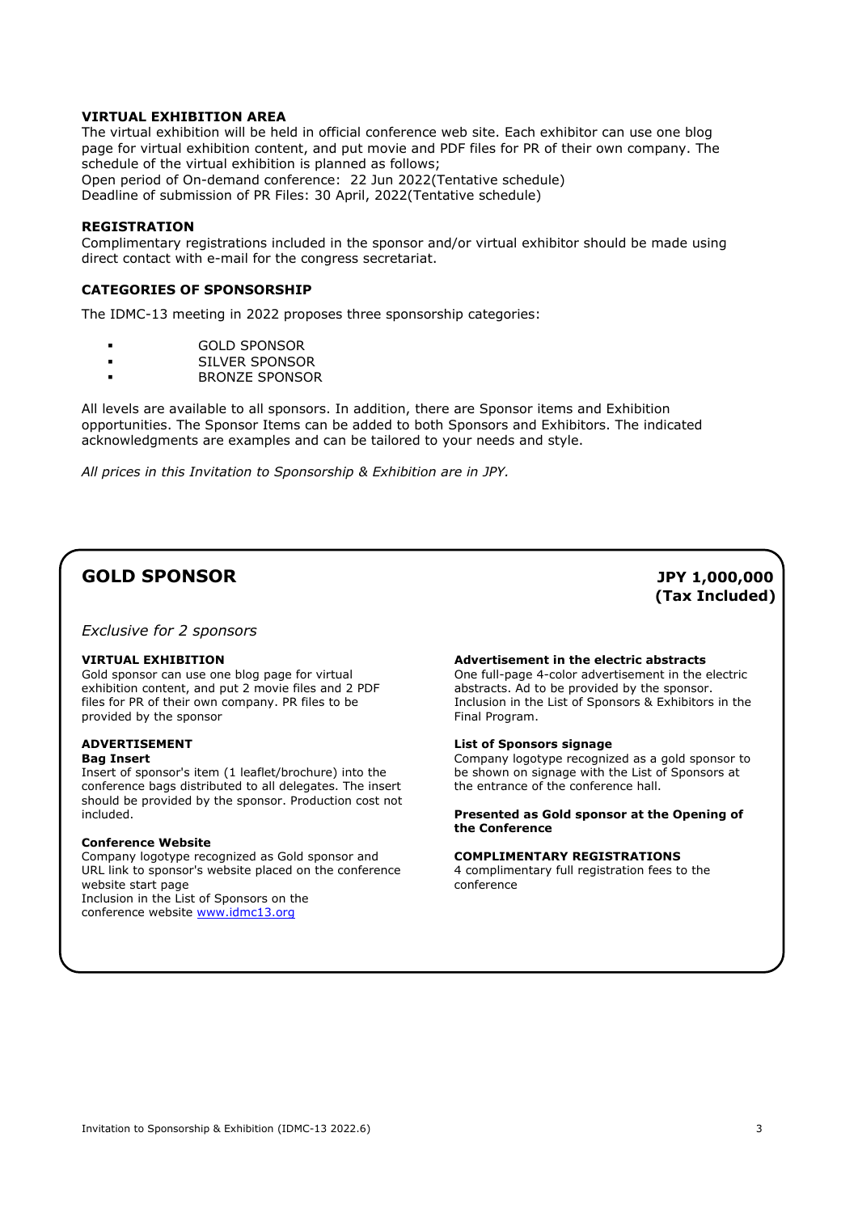### VIRTUAL EXHIBITION AREA

The virtual exhibition will be held in official conference web site. Each exhibitor can use one blog page for virtual exhibition content, and put movie and PDF files for PR of their own company. The schedule of the virtual exhibition is planned as follows;
Open period of On-demand conference: 22 Jun 2022(Tentative schedule)
Deadline of submission of PR Files: 30 April, 2022(Tentative schedule)

### REGISTRATION

Complimentary registrations included in the sponsor and/or virtual exhibitor should be made using direct contact with e-mail for the congress secretariat.

### CATEGORIES OF SPONSORSHIP

The IDMC-13 meeting in 2022 proposes three sponsorship categories:

- GOLD SPONSOR
- SILVER SPONSOR
- BRONZE SPONSOR

All levels are available to all sponsors. In addition, there are Sponsor items and Exhibition opportunities. The Sponsor Items can be added to both Sponsors and Exhibitors. The indicated acknowledgments are examples and can be tailored to your needs and style.

*All prices in this Invitation to Sponsorship & Exhibition are in JPY.*

## GOLD SPONSOR

**JPY 1,000,000 (Tax Included)**

*Exclusive for 2 sponsors*

**VIRTUAL EXHIBITION**
Gold sponsor can use one blog page for virtual exhibition content, and put 2 movie files and 2 PDF files for PR of their own company. PR files to be provided by the sponsor

**ADVERTISEMENT**

**Bag Insert**
Insert of sponsor's item (1 leaflet/brochure) into the conference bags distributed to all delegates. The insert should be provided by the sponsor. Production cost not included.

**Conference Website**
Company logotype recognized as Gold sponsor and URL link to sponsor's website placed on the conference website start page
Inclusion in the List of Sponsors on the conference website www.idmc13.org

**Advertisement in the electric abstracts**
One full-page 4-color advertisement in the electric abstracts. Ad to be provided by the sponsor.
Inclusion in the List of Sponsors & Exhibitors in the Final Program.

**List of Sponsors signage**
Company logotype recognized as a gold sponsor to be shown on signage with the List of Sponsors at the entrance of the conference hall.

**Presented as Gold sponsor at the Opening of the Conference**

**COMPLIMENTARY REGISTRATIONS**
4 complimentary full registration fees to the conference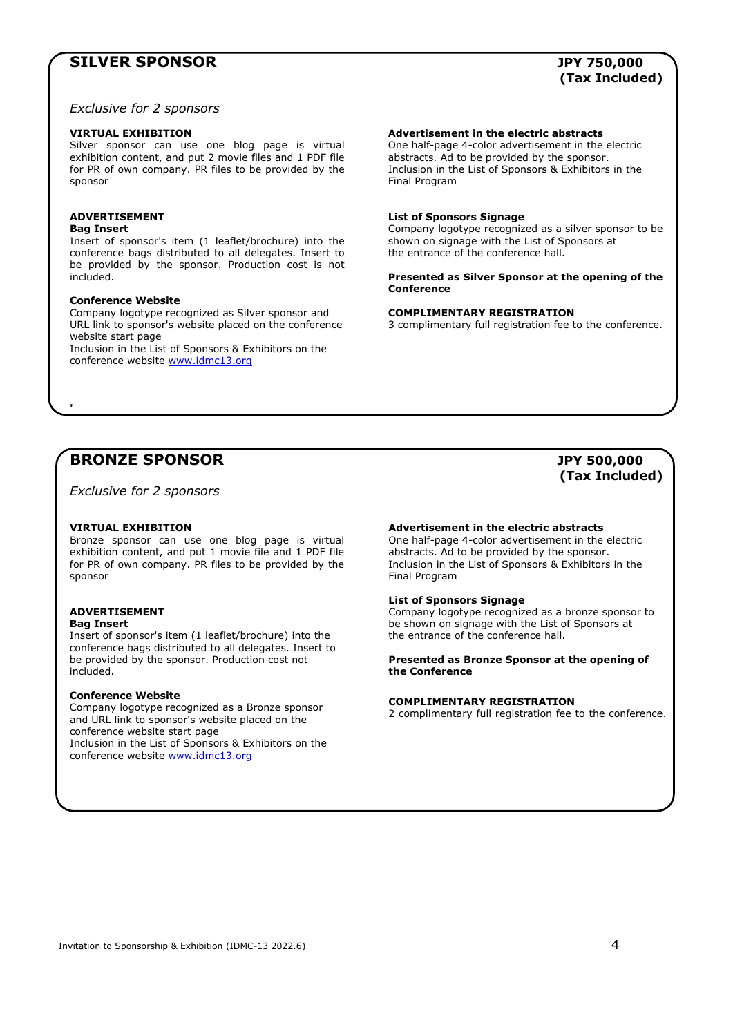## SILVER SPONSOR

**JPY 750,000 (Tax Included)**

*Exclusive for 2 sponsors*

**VIRTUAL EXHIBITION**
Silver sponsor can use one blog page is virtual exhibition content, and put 2 movie files and 1 PDF file for PR of own company. PR files to be provided by the sponsor

**ADVERTISEMENT**
**Bag Insert**
Insert of sponsor's item (1 leaflet/brochure) into the conference bags distributed to all delegates. Insert to be provided by the sponsor. Production cost is not included.

**Conference Website**
Company logotype recognized as Silver sponsor and URL link to sponsor's website placed on the conference website start page
Inclusion in the List of Sponsors & Exhibitors on the conference website www.idmc13.org

**Advertisement in the electric abstracts**
One half-page 4-color advertisement in the electric abstracts. Ad to be provided by the sponsor.
Inclusion in the List of Sponsors & Exhibitors in the Final Program

**List of Sponsors Signage**
Company logotype recognized as a silver sponsor to be shown on signage with the List of Sponsors at the entrance of the conference hall.

**Presented as Silver Sponsor at the opening of the Conference**

**COMPLIMENTARY REGISTRATION**
3 complimentary full registration fee to the conference.

## BRONZE SPONSOR

**JPY 500,000 (Tax Included)**

*Exclusive for 2 sponsors*

**VIRTUAL EXHIBITION**
Bronze sponsor can use one blog page is virtual exhibition content, and put 1 movie file and 1 PDF file for PR of own company. PR files to be provided by the sponsor

**ADVERTISEMENT**
**Bag Insert**
Insert of sponsor's item (1 leaflet/brochure) into the conference bags distributed to all delegates. Insert to be provided by the sponsor. Production cost not included.

**Conference Website**
Company logotype recognized as a Bronze sponsor and URL link to sponsor's website placed on the conference website start page
Inclusion in the List of Sponsors & Exhibitors on the conference website www.idmc13.org

**Advertisement in the electric abstracts**
One half-page 4-color advertisement in the electric abstracts. Ad to be provided by the sponsor.
Inclusion in the List of Sponsors & Exhibitors in the Final Program

**List of Sponsors Signage**
Company logotype recognized as a bronze sponsor to be shown on signage with the List of Sponsors at the entrance of the conference hall.

**Presented as Bronze Sponsor at the opening of the Conference**

**COMPLIMENTARY REGISTRATION**
2 complimentary full registration fee to the conference.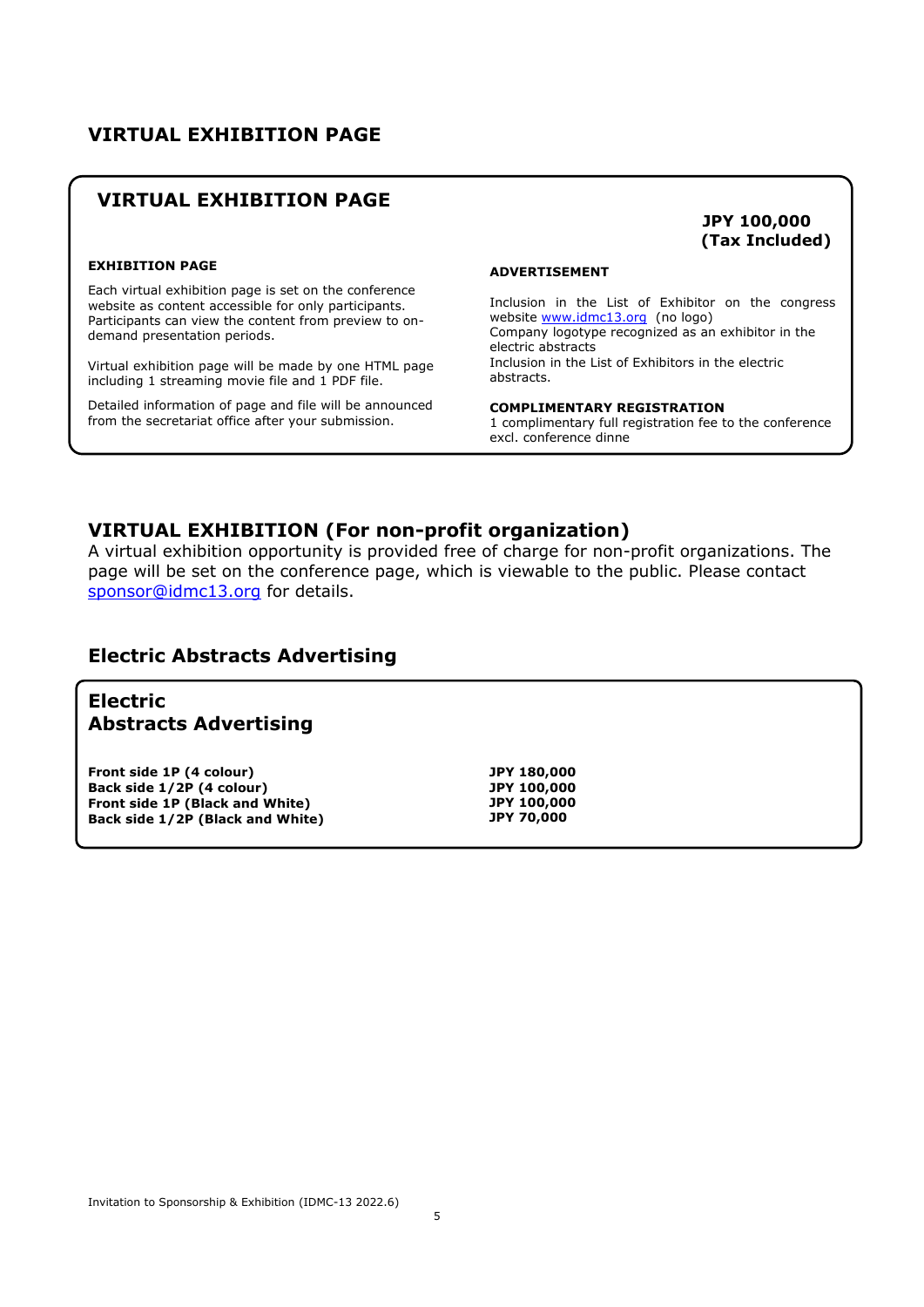## VIRTUAL EXHIBITION PAGE

### VIRTUAL EXHIBITION PAGE

**JPY 100,000 (Tax Included)**

**EXHIBITION PAGE**

Each virtual exhibition page is set on the conference website as content accessible for only participants. Participants can view the content from preview to on-demand presentation periods.

Virtual exhibition page will be made by one HTML page including 1 streaming movie file and 1 PDF file.

Detailed information of page and file will be announced from the secretariat office after your submission.

**ADVERTISEMENT**

Inclusion in the List of Exhibitor on the congress website www.idmc13.org (no logo)
Company logotype recognized as an exhibitor in the electric abstracts
Inclusion in the List of Exhibitors in the electric abstracts.

**COMPLIMENTARY REGISTRATION**

1 complimentary full registration fee to the conference excl. conference dinne

## VIRTUAL EXHIBITION (For non-profit organization)

A virtual exhibition opportunity is provided free of charge for non-profit organizations. The page will be set on the conference page, which is viewable to the public. Please contact sponsor@idmc13.org for details.

## Electric Abstracts Advertising

### Electric Abstracts Advertising

| Item | Price |
|---|---|
| **Front side 1P (4 colour)** | **JPY 180,000** |
| **Back side 1/2P (4 colour)** | **JPY 100,000** |
| **Front side 1P (Black and White)** | **JPY 100,000** |
| **Back side 1/2P (Black and White)** | **JPY 70,000** |

Invitation to Sponsorship & Exhibition (IDMC-13 2022.6)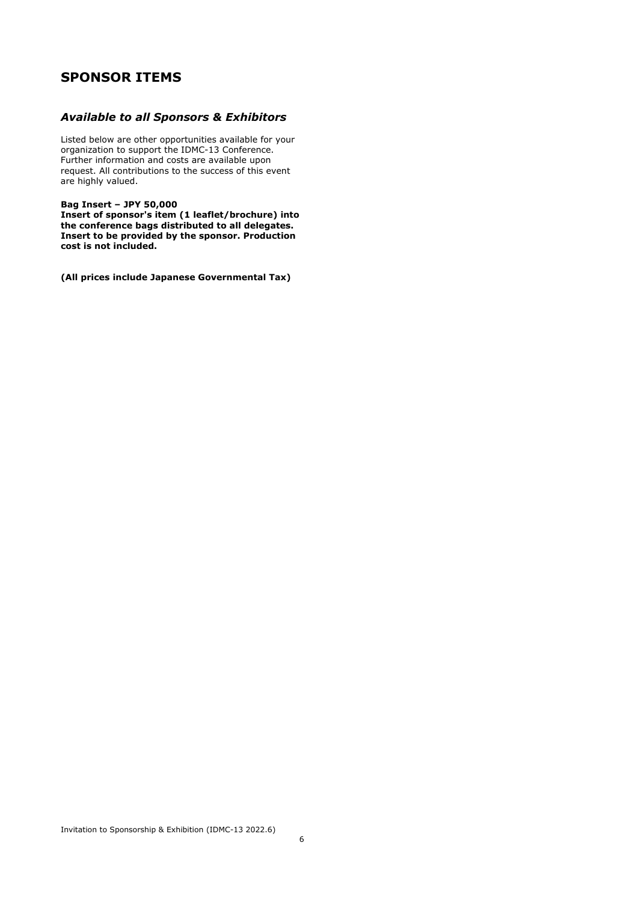## SPONSOR ITEMS

### *Available to all Sponsors & Exhibitors*

Listed below are other opportunities available for your organization to support the IDMC-13 Conference. Further information and costs are available upon request. All contributions to the success of this event are highly valued.

**Bag Insert – JPY 50,000**
**Insert of sponsor's item (1 leaflet/brochure) into the conference bags distributed to all delegates. Insert to be provided by the sponsor. Production cost is not included.**

**(All prices include Japanese Governmental Tax)**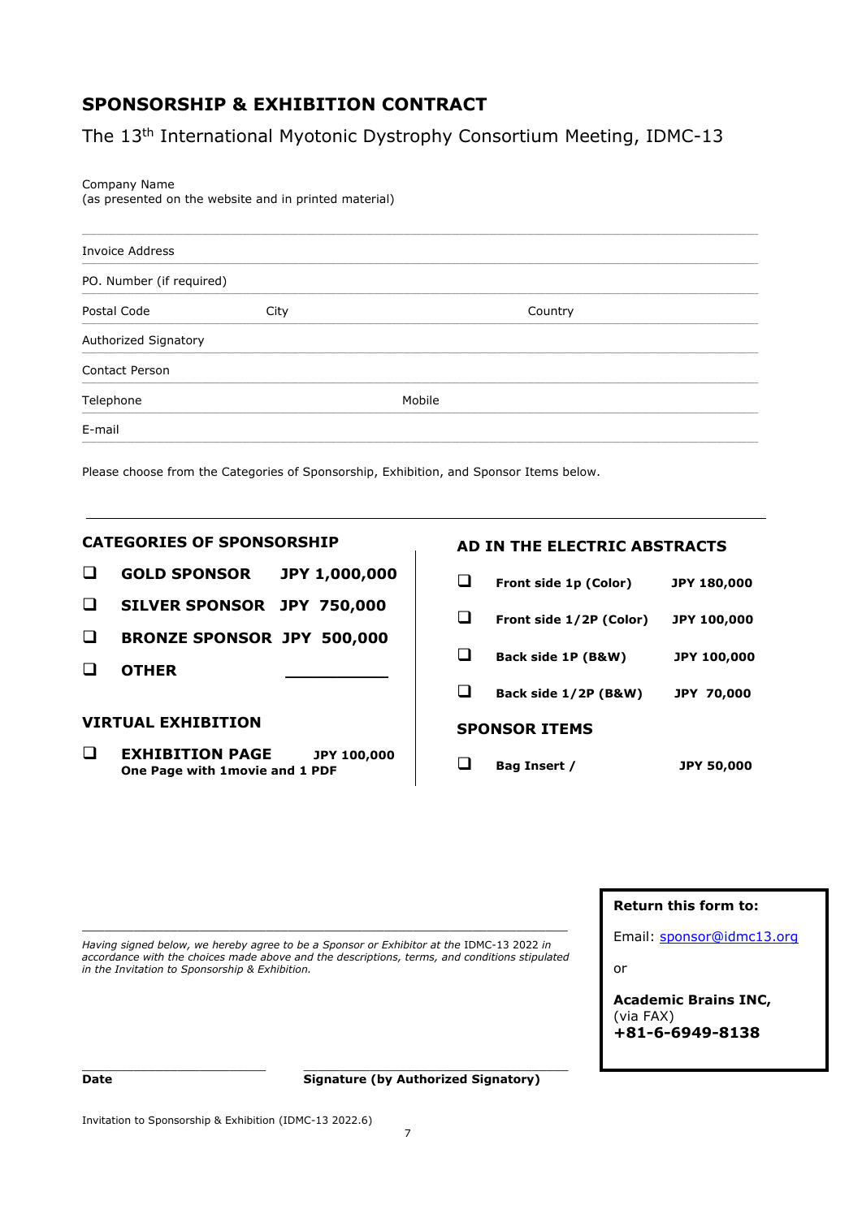## SPONSORSHIP & EXHIBITION CONTRACT

The 13th International Myotonic Dystrophy Consortium Meeting, IDMC-13

Company Name
(as presented on the website and in printed material)

Invoice Address

PO. Number (if required)

Postal Code City Country

Authorized Signatory

Contact Person

Telephone Mobile

E-mail

Please choose from the Categories of Sponsorship, Exhibition, and Sponsor Items below.

### CATEGORIES OF SPONSORSHIP

- ❑ **GOLD SPONSOR JPY 1,000,000**
- ❑ **SILVER SPONSOR JPY 750,000**
- ❑ **BRONZE SPONSOR JPY 500,000**
- ❑ **OTHER** ___________

### VIRTUAL EXHIBITION

- ❑ **EXHIBITION PAGE JPY 100,000**
  **One Page with 1movie and 1 PDF**

### AD IN THE ELECTRIC ABSTRACTS

- ❑ **Front side 1p (Color) JPY 180,000**
- ❑ **Front side 1/2P (Color) JPY 100,000**
- ❑ **Back side 1P (B&W) JPY 100,000**
- ❑ **Back side 1/2P (B&W) JPY 70,000**

### SPONSOR ITEMS

- ❑ **Bag Insert / JPY 50,000**

*Having signed below, we hereby agree to be a Sponsor or Exhibitor at the* IDMC-13 2022 *in accordance with the choices made above and the descriptions, terms, and conditions stipulated in the Invitation to Sponsorship & Exhibition.*

**Return this form to:**

Email: sponsor@idmc13.org

or

**Academic Brains INC,**
(via FAX)
**+81-6-6949-8138**

__________________ __________________________

**Date** **Signature (by Authorized Signatory)**

Invitation to Sponsorship & Exhibition (IDMC-13 2022.6)